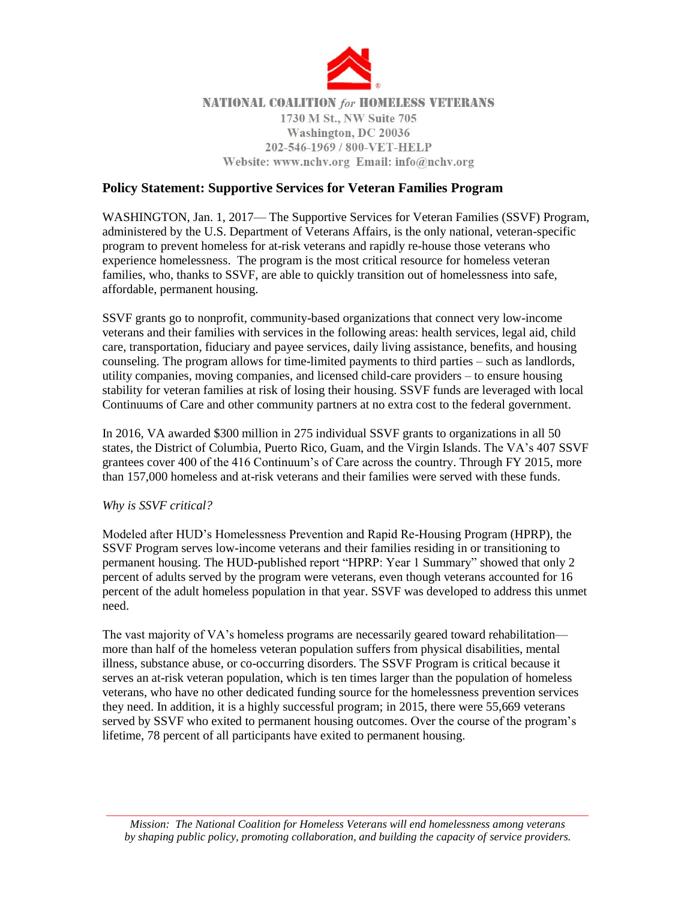NATIONAL COALITION *for* HOMELESS VETERANS
1730 M St., NW Suite 705
Washington, DC 20036
202-546-1969 / 800-VET-HELP
Website: www.nchv.org Email: info@nchv.org

## Policy Statement: Supportive Services for Veteran Families Program

WASHINGTON, Jan. 1, 2017— The Supportive Services for Veteran Families (SSVF) Program, administered by the U.S. Department of Veterans Affairs, is the only national, veteran-specific program to prevent homeless for at-risk veterans and rapidly re-house those veterans who experience homelessness. The program is the most critical resource for homeless veteran families, who, thanks to SSVF, are able to quickly transition out of homelessness into safe, affordable, permanent housing.

SSVF grants go to nonprofit, community-based organizations that connect very low-income veterans and their families with services in the following areas: health services, legal aid, child care, transportation, fiduciary and payee services, daily living assistance, benefits, and housing counseling. The program allows for time-limited payments to third parties – such as landlords, utility companies, moving companies, and licensed child-care providers – to ensure housing stability for veteran families at risk of losing their housing. SSVF funds are leveraged with local Continuums of Care and other community partners at no extra cost to the federal government.

In 2016, VA awarded $300 million in 275 individual SSVF grants to organizations in all 50 states, the District of Columbia, Puerto Rico, Guam, and the Virgin Islands. The VA's 407 SSVF grantees cover 400 of the 416 Continuum's of Care across the country. Through FY 2015, more than 157,000 homeless and at-risk veterans and their families were served with these funds.

*Why is SSVF critical?*

Modeled after HUD's Homelessness Prevention and Rapid Re-Housing Program (HPRP), the SSVF Program serves low-income veterans and their families residing in or transitioning to permanent housing. The HUD-published report "HPRP: Year 1 Summary" showed that only 2 percent of adults served by the program were veterans, even though veterans accounted for 16 percent of the adult homeless population in that year. SSVF was developed to address this unmet need.

The vast majority of VA's homeless programs are necessarily geared toward rehabilitation—more than half of the homeless veteran population suffers from physical disabilities, mental illness, substance abuse, or co-occurring disorders. The SSVF Program is critical because it serves an at-risk veteran population, which is ten times larger than the population of homeless veterans, who have no other dedicated funding source for the homelessness prevention services they need. In addition, it is a highly successful program; in 2015, there were 55,669 veterans served by SSVF who exited to permanent housing outcomes. Over the course of the program's lifetime, 78 percent of all participants have exited to permanent housing.

*Mission: The National Coalition for Homeless Veterans will end homelessness among veterans by shaping public policy, promoting collaboration, and building the capacity of service providers.*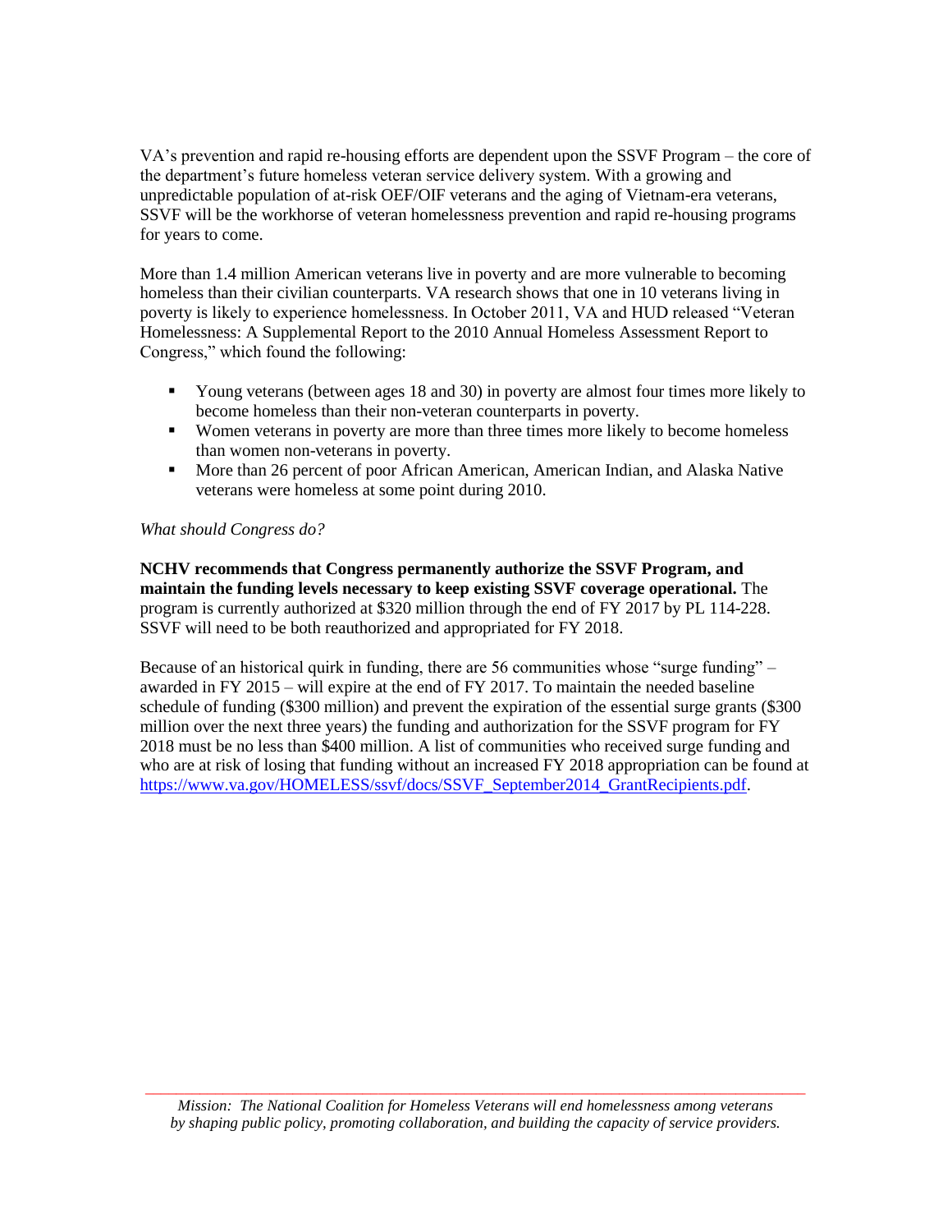VA's prevention and rapid re-housing efforts are dependent upon the SSVF Program – the core of the department's future homeless veteran service delivery system. With a growing and unpredictable population of at-risk OEF/OIF veterans and the aging of Vietnam-era veterans, SSVF will be the workhorse of veteran homelessness prevention and rapid re-housing programs for years to come.

More than 1.4 million American veterans live in poverty and are more vulnerable to becoming homeless than their civilian counterparts. VA research shows that one in 10 veterans living in poverty is likely to experience homelessness. In October 2011, VA and HUD released "Veteran Homelessness: A Supplemental Report to the 2010 Annual Homeless Assessment Report to Congress," which found the following:

- Young veterans (between ages 18 and 30) in poverty are almost four times more likely to become homeless than their non-veteran counterparts in poverty.
- Women veterans in poverty are more than three times more likely to become homeless than women non-veterans in poverty.
- More than 26 percent of poor African American, American Indian, and Alaska Native veterans were homeless at some point during 2010.

*What should Congress do?*

**NCHV recommends that Congress permanently authorize the SSVF Program, and maintain the funding levels necessary to keep existing SSVF coverage operational.** The program is currently authorized at $320 million through the end of FY 2017 by PL 114-228. SSVF will need to be both reauthorized and appropriated for FY 2018.

Because of an historical quirk in funding, there are 56 communities whose "surge funding" – awarded in FY 2015 – will expire at the end of FY 2017. To maintain the needed baseline schedule of funding ($300 million) and prevent the expiration of the essential surge grants ($300 million over the next three years) the funding and authorization for the SSVF program for FY 2018 must be no less than $400 million. A list of communities who received surge funding and who are at risk of losing that funding without an increased FY 2018 appropriation can be found at [https://www.va.gov/HOMELESS/ssvf/docs/SSVF_September2014_GrantRecipients.pdf](https://www.va.gov/HOMELESS/ssvf/docs/SSVF_September2014_GrantRecipients.pdf).